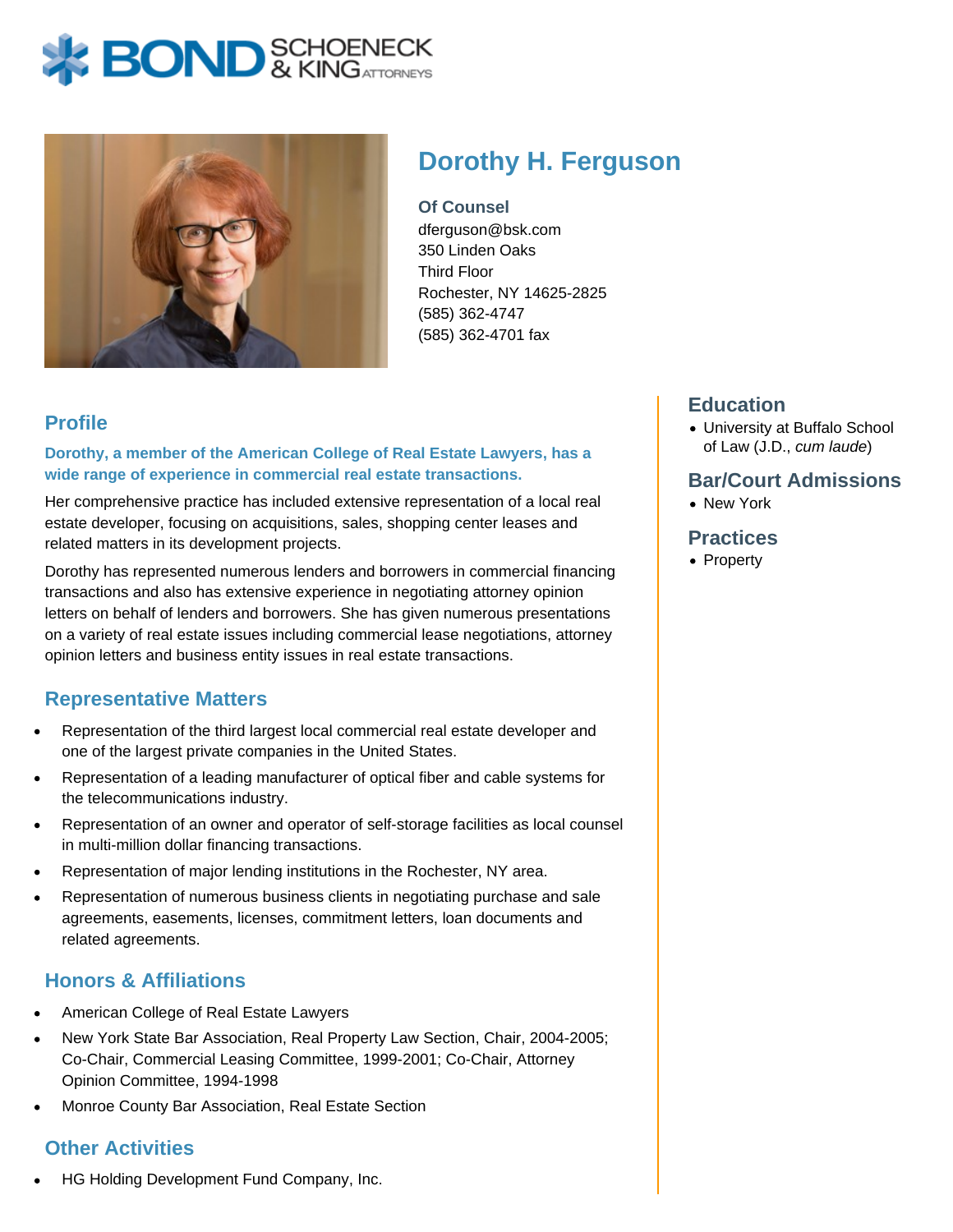# Dorothy H. Ferguson

**Of Counsel**
dferguson@bsk.com
350 Linden Oaks
Third Floor
Rochester, NY 14625-2825
(585) 362-4747
(585) 362-4701 fax

## Profile

**Dorothy, a member of the American College of Real Estate Lawyers, has a wide range of experience in commercial real estate transactions.**

Her comprehensive practice has included extensive representation of a local real estate developer, focusing on acquisitions, sales, shopping center leases and related matters in its development projects.

Dorothy has represented numerous lenders and borrowers in commercial financing transactions and also has extensive experience in negotiating attorney opinion letters on behalf of lenders and borrowers. She has given numerous presentations on a variety of real estate issues including commercial lease negotiations, attorney opinion letters and business entity issues in real estate transactions.

## Representative Matters

- Representation of the third largest local commercial real estate developer and one of the largest private companies in the United States.
- Representation of a leading manufacturer of optical fiber and cable systems for the telecommunications industry.
- Representation of an owner and operator of self-storage facilities as local counsel in multi-million dollar financing transactions.
- Representation of major lending institutions in the Rochester, NY area.
- Representation of numerous business clients in negotiating purchase and sale agreements, easements, licenses, commitment letters, loan documents and related agreements.

## Honors & Affiliations

- American College of Real Estate Lawyers
- New York State Bar Association, Real Property Law Section, Chair, 2004-2005; Co-Chair, Commercial Leasing Committee, 1999-2001; Co-Chair, Attorney Opinion Committee, 1994-1998
- Monroe County Bar Association, Real Estate Section

## Other Activities

- HG Holding Development Fund Company, Inc.

## Education

- University at Buffalo School of Law (J.D., *cum laude*)

## Bar/Court Admissions

- New York

## Practices

- Property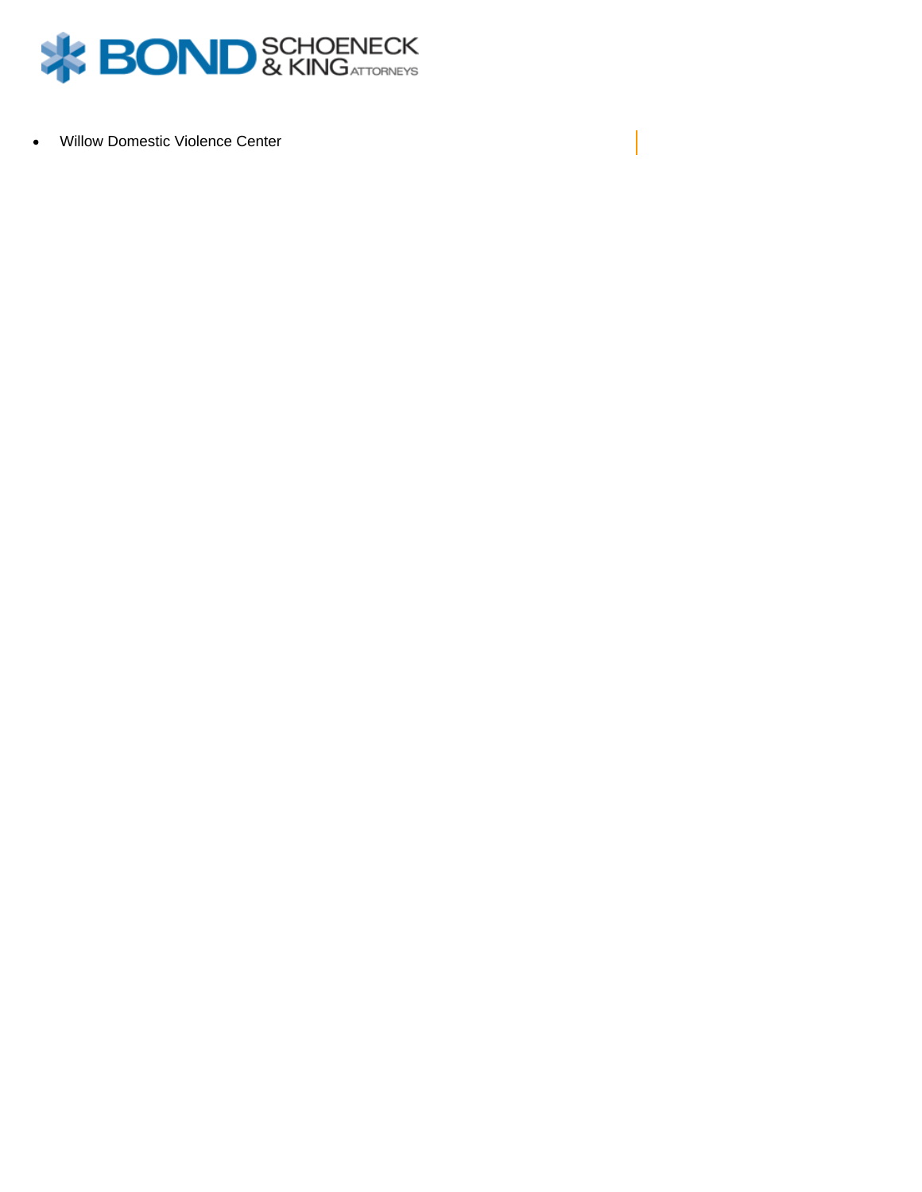- Willow Domestic Violence Center